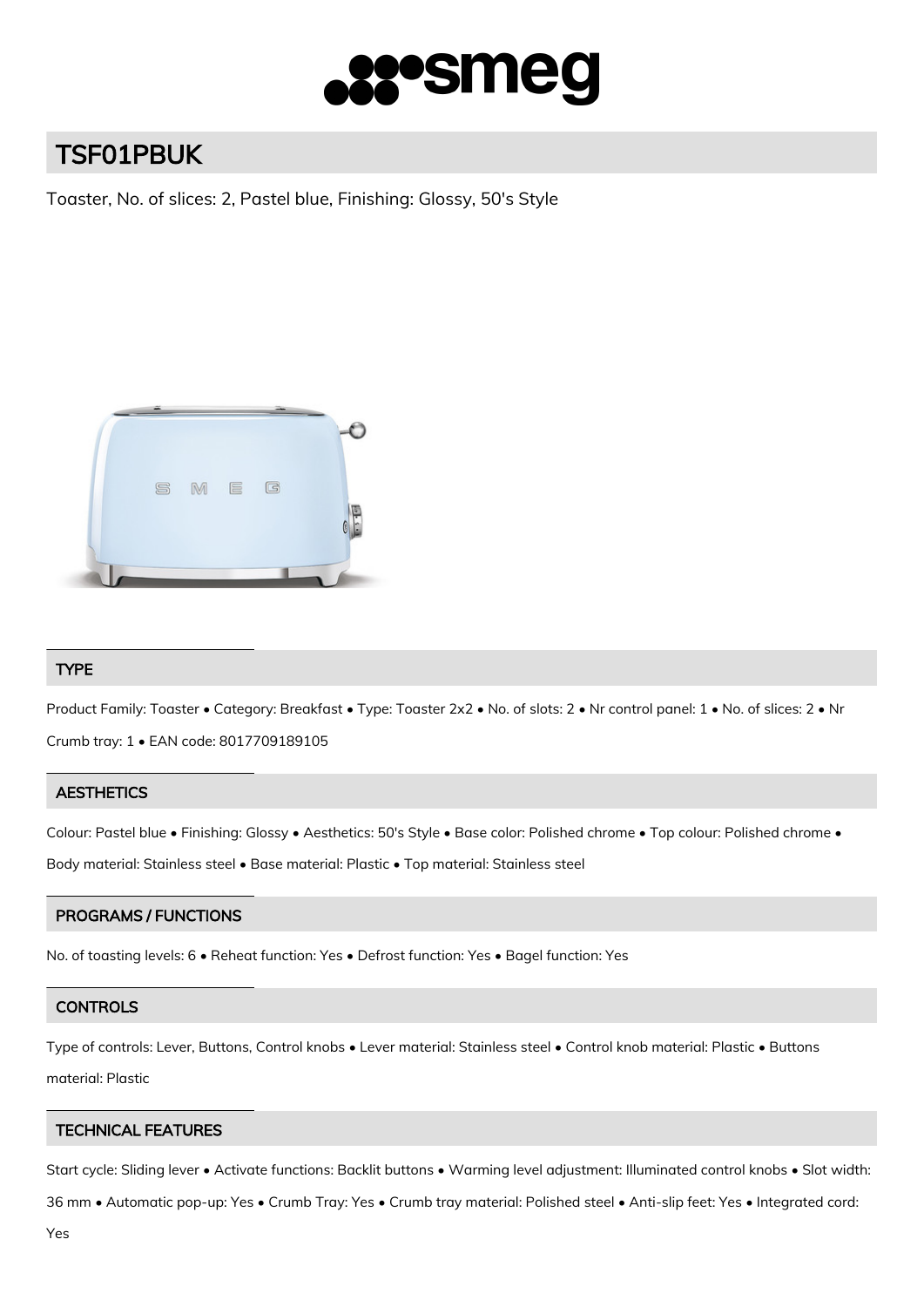# TSF01PBUK

Toaster, No. of slices: 2, Pastel blue, Finishing: Glossy, 50's Style

## TYPE

Product Family: Toaster • Category: Breakfast • Type: Toaster 2x2 • No. of slots: 2 • Nr control panel: 1 • No. of slices: 2 • Nr Crumb tray: 1 • EAN code: 8017709189105

## AESTHETICS

Colour: Pastel blue • Finishing: Glossy • Aesthetics: 50's Style • Base color: Polished chrome • Top colour: Polished chrome • Body material: Stainless steel • Base material: Plastic • Top material: Stainless steel

## PROGRAMS / FUNCTIONS

No. of toasting levels: 6 • Reheat function: Yes • Defrost function: Yes • Bagel function: Yes

## CONTROLS

Type of controls: Lever, Buttons, Control knobs • Lever material: Stainless steel • Control knob material: Plastic • Buttons material: Plastic

## TECHNICAL FEATURES

Start cycle: Sliding lever • Activate functions: Backlit buttons • Warming level adjustment: Illuminated control knobs • Slot width: 36 mm • Automatic pop-up: Yes • Crumb Tray: Yes • Crumb tray material: Polished steel • Anti-slip feet: Yes • Integrated cord: Yes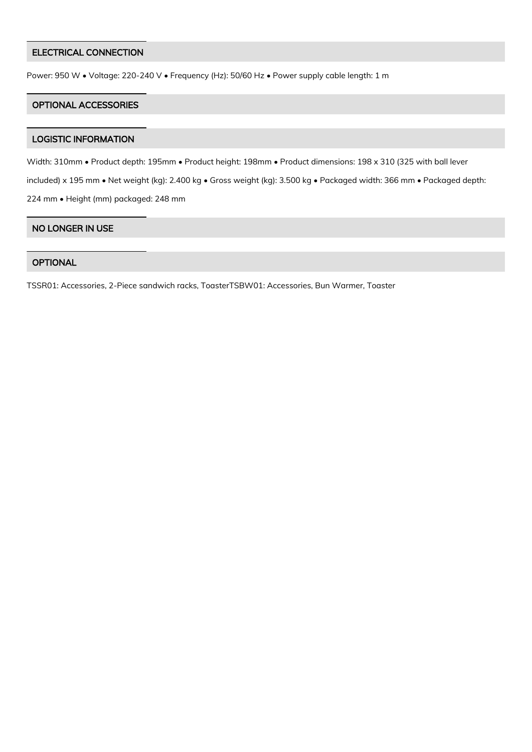## ELECTRICAL CONNECTION

Power: 950 W • Voltage: 220-240 V • Frequency (Hz): 50/60 Hz • Power supply cable length: 1 m

## OPTIONAL ACCESSORIES

## LOGISTIC INFORMATION

Width: 310mm • Product depth: 195mm • Product height: 198mm • Product dimensions: 198 x 310 (325 with ball lever included) x 195 mm • Net weight (kg): 2.400 kg • Gross weight (kg): 3.500 kg • Packaged width: 366 mm • Packaged depth: 224 mm • Height (mm) packaged: 248 mm

## NO LONGER IN USE

## OPTIONAL

TSSR01: Accessories, 2-Piece sandwich racks, ToasterTSBW01: Accessories, Bun Warmer, Toaster